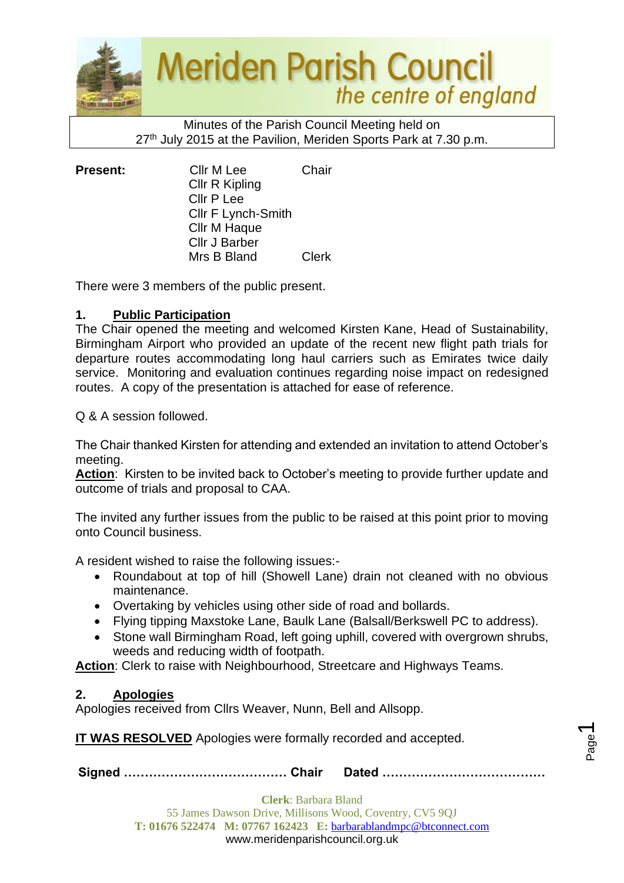# Meriden Parish Council

*the centre of england*

Minutes of the Parish Council Meeting held on 27th July 2015 at the Pavilion, Meriden Sports Park at 7.30 p.m.

| **Present:** | Cllr M Lee | Chair |
|---|---|---|
| | Cllr R Kipling | |
| | Cllr P Lee | |
| | Cllr F Lynch-Smith | |
| | Cllr M Haque | |
| | Cllr J Barber | |
| | Mrs B Bland | Clerk |

There were 3 members of the public present.

## 1. Public Participation

The Chair opened the meeting and welcomed Kirsten Kane, Head of Sustainability, Birmingham Airport who provided an update of the recent new flight path trials for departure routes accommodating long haul carriers such as Emirates twice daily service. Monitoring and evaluation continues regarding noise impact on redesigned routes. A copy of the presentation is attached for ease of reference.

Q & A session followed.

The Chair thanked Kirsten for attending and extended an invitation to attend October's meeting.

**Action**: Kirsten to be invited back to October's meeting to provide further update and outcome of trials and proposal to CAA.

The invited any further issues from the public to be raised at this point prior to moving onto Council business.

A resident wished to raise the following issues:-

- Roundabout at top of hill (Showell Lane) drain not cleaned with no obvious maintenance.
- Overtaking by vehicles using other side of road and bollards.
- Flying tipping Maxstoke Lane, Baulk Lane (Balsall/Berkswell PC to address).
- Stone wall Birmingham Road, left going uphill, covered with overgrown shrubs, weeds and reducing width of footpath.

**Action**: Clerk to raise with Neighbourhood, Streetcare and Highways Teams.

## 2. Apologies

Apologies received from Cllrs Weaver, Nunn, Bell and Allsopp.

**IT WAS RESOLVED** Apologies were formally recorded and accepted.

**Signed ………………………………… Chair Dated …………………………………**

**Clerk**: Barbara Bland
55 James Dawson Drive, Millisons Wood, Coventry, CV5 9QJ
**T: 01676 522474 M: 07767 162423 E:** barbarablandmpc@btconnect.com
www.meridenparishcouncil.org.uk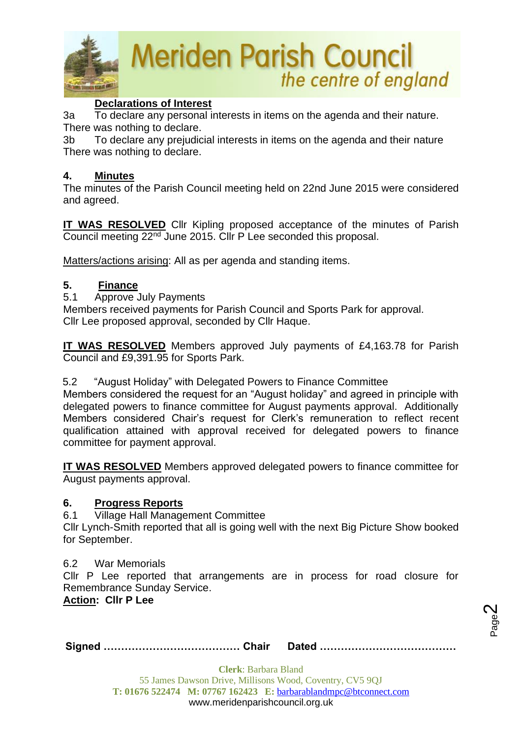**Declarations of Interest**

3a To declare any personal interests in items on the agenda and their nature.
There was nothing to declare.

3b To declare any prejudicial interests in items on the agenda and their nature
There was nothing to declare.

## 4. Minutes

The minutes of the Parish Council meeting held on 22nd June 2015 were considered and agreed.

**IT WAS RESOLVED** Cllr Kipling proposed acceptance of the minutes of Parish Council meeting 22nd June 2015. Cllr P Lee seconded this proposal.

Matters/actions arising: All as per agenda and standing items.

## 5. Finance

5.1 Approve July Payments

Members received payments for Parish Council and Sports Park for approval.
Cllr Lee proposed approval, seconded by Cllr Haque.

**IT WAS RESOLVED** Members approved July payments of £4,163.78 for Parish Council and £9,391.95 for Sports Park.

5.2 "August Holiday" with Delegated Powers to Finance Committee

Members considered the request for an "August holiday" and agreed in principle with delegated powers to finance committee for August payments approval. Additionally Members considered Chair's request for Clerk's remuneration to reflect recent qualification attained with approval received for delegated powers to finance committee for payment approval.

**IT WAS RESOLVED** Members approved delegated powers to finance committee for August payments approval.

## 6. Progress Reports

6.1 Village Hall Management Committee

Cllr Lynch-Smith reported that all is going well with the next Big Picture Show booked for September.

6.2 War Memorials

Cllr P Lee reported that arrangements are in process for road closure for Remembrance Sunday Service.

**Action: Cllr P Lee**

**Signed ………………………………… Chair Dated …………………………………**

**Clerk**: Barbara Bland
55 James Dawson Drive, Millisons Wood, Coventry, CV5 9QJ
**T: 01676 522474 M: 07767 162423 E:** barbarablandmpc@btconnect.com
www.meridenparishcouncil.org.uk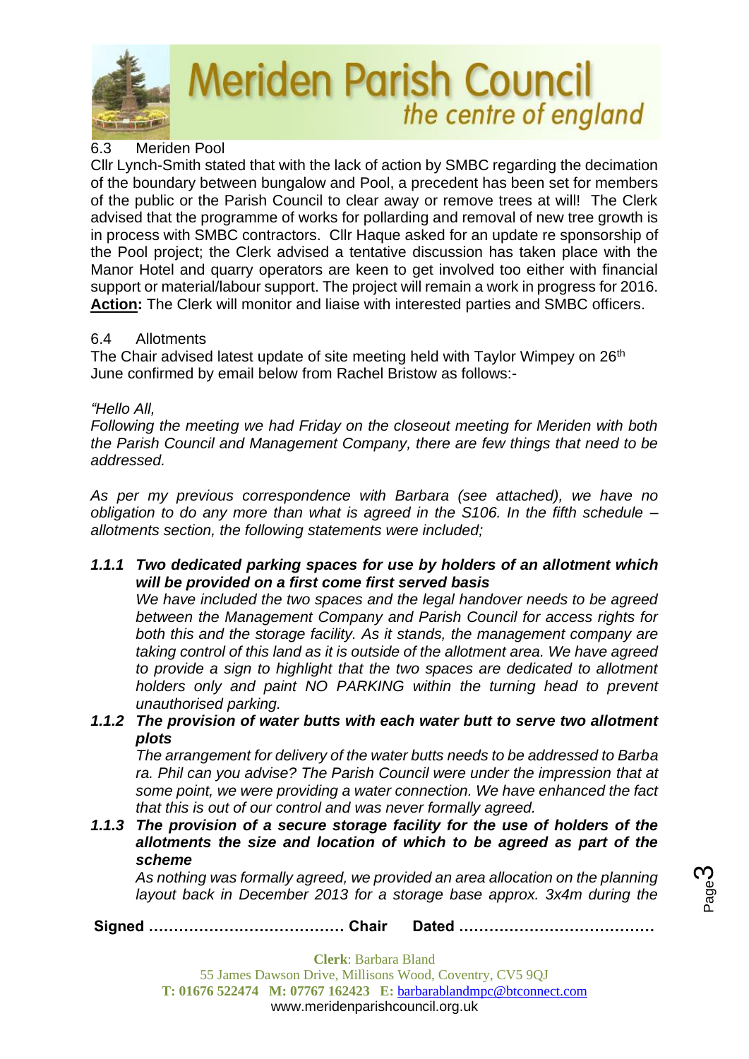6.3 Meriden Pool

Cllr Lynch-Smith stated that with the lack of action by SMBC regarding the decimation of the boundary between bungalow and Pool, a precedent has been set for members of the public or the Parish Council to clear away or remove trees at will! The Clerk advised that the programme of works for pollarding and removal of new tree growth is in process with SMBC contractors. Cllr Haque asked for an update re sponsorship of the Pool project; the Clerk advised a tentative discussion has taken place with the Manor Hotel and quarry operators are keen to get involved too either with financial support or material/labour support. The project will remain a work in progress for 2016.
**Action:** The Clerk will monitor and liaise with interested parties and SMBC officers.

6.4 Allotments

The Chair advised latest update of site meeting held with Taylor Wimpey on 26th June confirmed by email below from Rachel Bristow as follows:-

*"Hello All,*

*Following the meeting we had Friday on the closeout meeting for Meriden with both the Parish Council and Management Company, there are few things that need to be addressed.*

*As per my previous correspondence with Barbara (see attached), we have no obligation to do any more than what is agreed in the S106. In the fifth schedule – allotments section, the following statements were included;*

***1.1.1 Two dedicated parking spaces for use by holders of an allotment which will be provided on a first come first served basis***
*We have included the two spaces and the legal handover needs to be agreed between the Management Company and Parish Council for access rights for both this and the storage facility. As it stands, the management company are taking control of this land as it is outside of the allotment area. We have agreed to provide a sign to highlight that the two spaces are dedicated to allotment holders only and paint NO PARKING within the turning head to prevent unauthorised parking.*

***1.1.2 The provision of water butts with each water butt to serve two allotment plots***
*The arrangement for delivery of the water butts needs to be addressed to Barba ra. Phil can you advise? The Parish Council were under the impression that at some point, we were providing a water connection. We have enhanced the fact that this is out of our control and was never formally agreed.*

***1.1.3 The provision of a secure storage facility for the use of holders of the allotments the size and location of which to be agreed as part of the scheme***
*As nothing was formally agreed, we provided an area allocation on the planning layout back in December 2013 for a storage base approx. 3x4m during the*

**Signed ………………………………… Chair Dated …………………………………**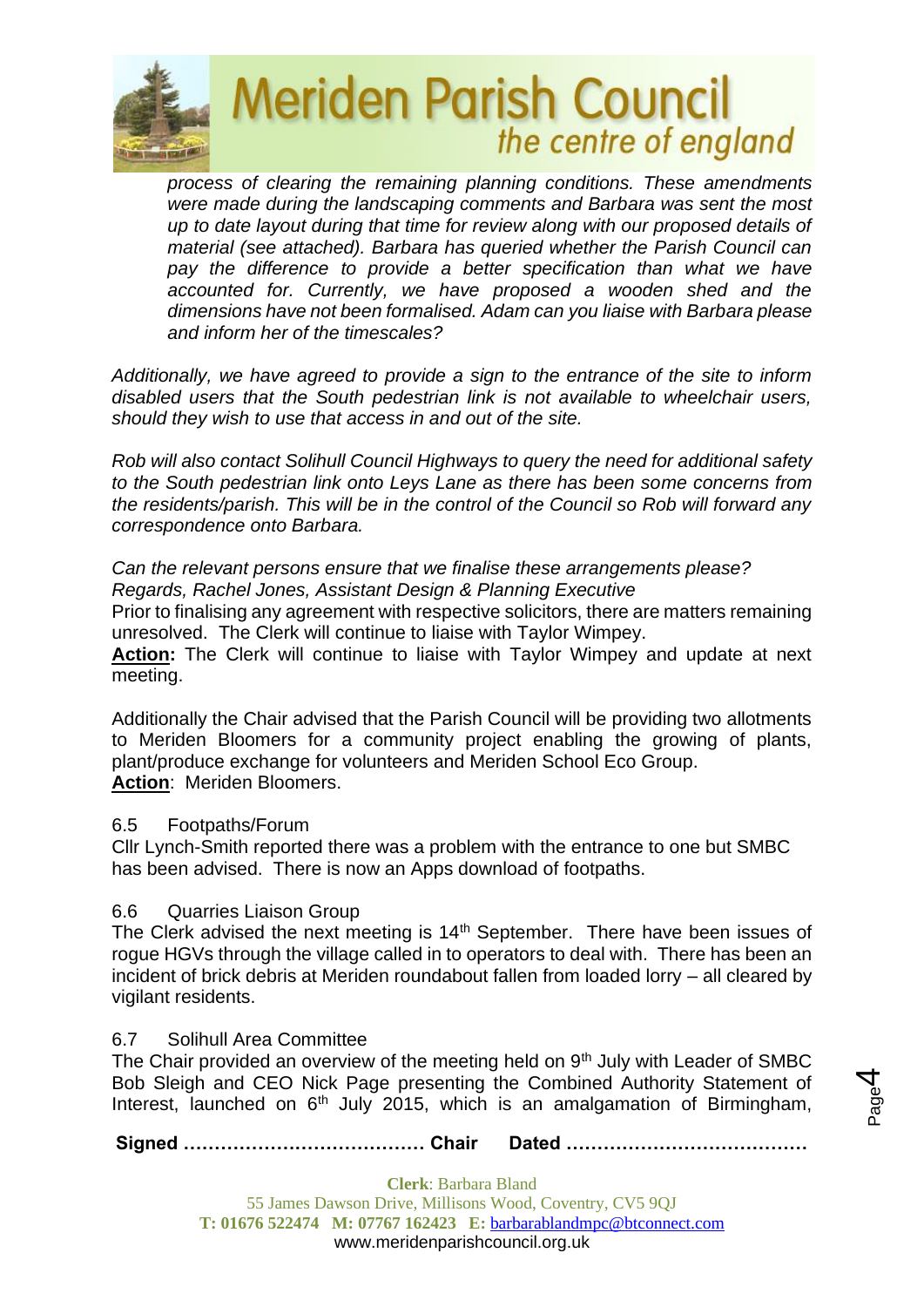*process of clearing the remaining planning conditions. These amendments were made during the landscaping comments and Barbara was sent the most up to date layout during that time for review along with our proposed details of material (see attached). Barbara has queried whether the Parish Council can pay the difference to provide a better specification than what we have accounted for. Currently, we have proposed a wooden shed and the dimensions have not been formalised. Adam can you liaise with Barbara please and inform her of the timescales?*

*Additionally, we have agreed to provide a sign to the entrance of the site to inform disabled users that the South pedestrian link is not available to wheelchair users, should they wish to use that access in and out of the site.*

*Rob will also contact Solihull Council Highways to query the need for additional safety to the South pedestrian link onto Leys Lane as there has been some concerns from the residents/parish. This will be in the control of the Council so Rob will forward any correspondence onto Barbara.*

*Can the relevant persons ensure that we finalise these arrangements please?*
*Regards, Rachel Jones, Assistant Design & Planning Executive*
Prior to finalising any agreement with respective solicitors, there are matters remaining unresolved. The Clerk will continue to liaise with Taylor Wimpey.
**Action:** The Clerk will continue to liaise with Taylor Wimpey and update at next meeting.

Additionally the Chair advised that the Parish Council will be providing two allotments to Meriden Bloomers for a community project enabling the growing of plants, plant/produce exchange for volunteers and Meriden School Eco Group.
**Action**: Meriden Bloomers.

6.5 Footpaths/Forum
Cllr Lynch-Smith reported there was a problem with the entrance to one but SMBC has been advised. There is now an Apps download of footpaths.

6.6 Quarries Liaison Group
The Clerk advised the next meeting is 14th September. There have been issues of rogue HGVs through the village called in to operators to deal with. There has been an incident of brick debris at Meriden roundabout fallen from loaded lorry – all cleared by vigilant residents.

6.7 Solihull Area Committee
The Chair provided an overview of the meeting held on 9th July with Leader of SMBC Bob Sleigh and CEO Nick Page presenting the Combined Authority Statement of Interest, launched on 6th July 2015, which is an amalgamation of Birmingham,

**Signed ………………………………… Chair Dated …………………………………**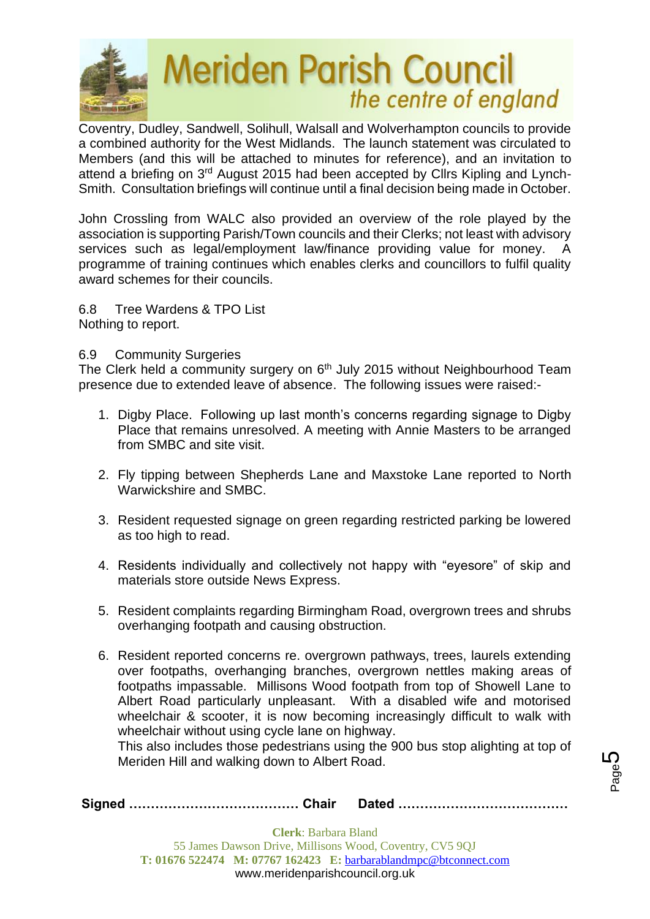Coventry, Dudley, Sandwell, Solihull, Walsall and Wolverhampton councils to provide a combined authority for the West Midlands. The launch statement was circulated to Members (and this will be attached to minutes for reference), and an invitation to attend a briefing on 3rd August 2015 had been accepted by Cllrs Kipling and Lynch-Smith. Consultation briefings will continue until a final decision being made in October.

John Crossling from WALC also provided an overview of the role played by the association is supporting Parish/Town councils and their Clerks; not least with advisory services such as legal/employment law/finance providing value for money. A programme of training continues which enables clerks and councillors to fulfil quality award schemes for their councils.

6.8 Tree Wardens & TPO List
Nothing to report.

6.9 Community Surgeries
The Clerk held a community surgery on 6th July 2015 without Neighbourhood Team presence due to extended leave of absence. The following issues were raised:-

1. Digby Place. Following up last month's concerns regarding signage to Digby Place that remains unresolved. A meeting with Annie Masters to be arranged from SMBC and site visit.

2. Fly tipping between Shepherds Lane and Maxstoke Lane reported to North Warwickshire and SMBC.

3. Resident requested signage on green regarding restricted parking be lowered as too high to read.

4. Residents individually and collectively not happy with "eyesore" of skip and materials store outside News Express.

5. Resident complaints regarding Birmingham Road, overgrown trees and shrubs overhanging footpath and causing obstruction.

6. Resident reported concerns re. overgrown pathways, trees, laurels extending over footpaths, overhanging branches, overgrown nettles making areas of footpaths impassable. Millisons Wood footpath from top of Showell Lane to Albert Road particularly unpleasant. With a disabled wife and motorised wheelchair & scooter, it is now becoming increasingly difficult to walk with wheelchair without using cycle lane on highway.
   This also includes those pedestrians using the 900 bus stop alighting at top of Meriden Hill and walking down to Albert Road.

**Signed ………………………………… Chair Dated …………………………………**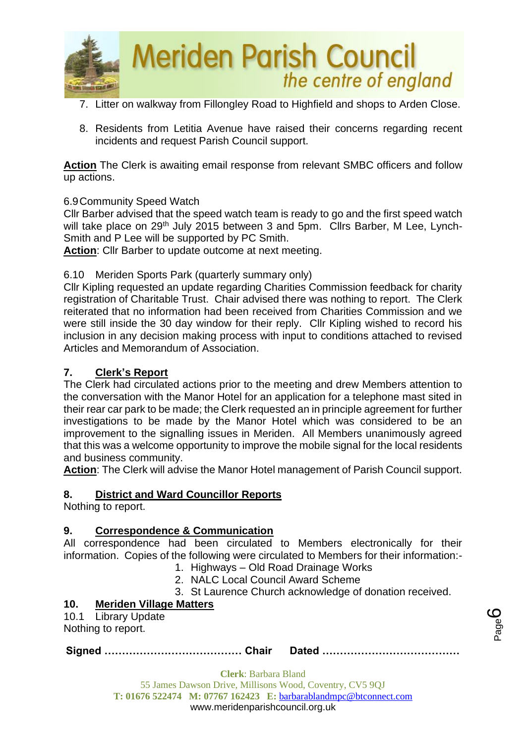7. Litter on walkway from Fillongley Road to Highfield and shops to Arden Close.

8. Residents from Letitia Avenue have raised their concerns regarding recent incidents and request Parish Council support.

**Action** The Clerk is awaiting email response from relevant SMBC officers and follow up actions.

6.9 Community Speed Watch

Cllr Barber advised that the speed watch team is ready to go and the first speed watch will take place on 29th July 2015 between 3 and 5pm. Cllrs Barber, M Lee, Lynch-Smith and P Lee will be supported by PC Smith.

**Action**: Cllr Barber to update outcome at next meeting.

6.10 Meriden Sports Park (quarterly summary only)

Cllr Kipling requested an update regarding Charities Commission feedback for charity registration of Charitable Trust. Chair advised there was nothing to report. The Clerk reiterated that no information had been received from Charities Commission and we were still inside the 30 day window for their reply. Cllr Kipling wished to record his inclusion in any decision making process with input to conditions attached to revised Articles and Memorandum of Association.

## 7. Clerk's Report

The Clerk had circulated actions prior to the meeting and drew Members attention to the conversation with the Manor Hotel for an application for a telephone mast sited in their rear car park to be made; the Clerk requested an in principle agreement for further investigations to be made by the Manor Hotel which was considered to be an improvement to the signalling issues in Meriden. All Members unanimously agreed that this was a welcome opportunity to improve the mobile signal for the local residents and business community.

**Action**: The Clerk will advise the Manor Hotel management of Parish Council support.

## 8. District and Ward Councillor Reports

Nothing to report.

## 9. Correspondence & Communication

All correspondence had been circulated to Members electronically for their information. Copies of the following were circulated to Members for their information:-

1. Highways – Old Road Drainage Works
2. NALC Local Council Award Scheme
3. St Laurence Church acknowledge of donation received.

## 10. Meriden Village Matters

10.1 Library Update

Nothing to report.

**Signed ………………………………… Chair Dated …………………………………**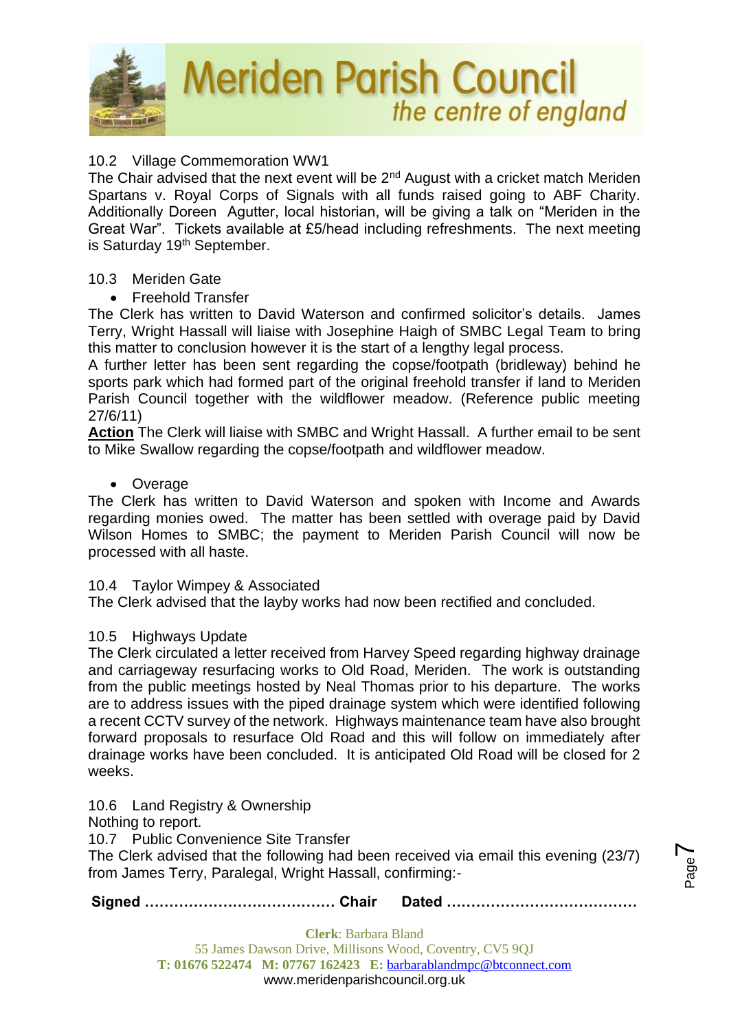10.2 Village Commemoration WW1

The Chair advised that the next event will be 2nd August with a cricket match Meriden Spartans v. Royal Corps of Signals with all funds raised going to ABF Charity. Additionally Doreen Agutter, local historian, will be giving a talk on "Meriden in the Great War". Tickets available at £5/head including refreshments. The next meeting is Saturday 19th September.

10.3 Meriden Gate

- Freehold Transfer

The Clerk has written to David Waterson and confirmed solicitor's details. James Terry, Wright Hassall will liaise with Josephine Haigh of SMBC Legal Team to bring this matter to conclusion however it is the start of a lengthy legal process.

A further letter has been sent regarding the copse/footpath (bridleway) behind he sports park which had formed part of the original freehold transfer if land to Meriden Parish Council together with the wildflower meadow. (Reference public meeting 27/6/11)

**Action** The Clerk will liaise with SMBC and Wright Hassall. A further email to be sent to Mike Swallow regarding the copse/footpath and wildflower meadow.

- Overage

The Clerk has written to David Waterson and spoken with Income and Awards regarding monies owed. The matter has been settled with overage paid by David Wilson Homes to SMBC; the payment to Meriden Parish Council will now be processed with all haste.

10.4 Taylor Wimpey & Associated

The Clerk advised that the layby works had now been rectified and concluded.

10.5 Highways Update

The Clerk circulated a letter received from Harvey Speed regarding highway drainage and carriageway resurfacing works to Old Road, Meriden. The work is outstanding from the public meetings hosted by Neal Thomas prior to his departure. The works are to address issues with the piped drainage system which were identified following a recent CCTV survey of the network. Highways maintenance team have also brought forward proposals to resurface Old Road and this will follow on immediately after drainage works have been concluded. It is anticipated Old Road will be closed for 2 weeks.

10.6 Land Registry & Ownership

Nothing to report.

10.7 Public Convenience Site Transfer

The Clerk advised that the following had been received via email this evening (23/7) from James Terry, Paralegal, Wright Hassall, confirming:-

**Signed ………………………………… Chair Dated …………………………………**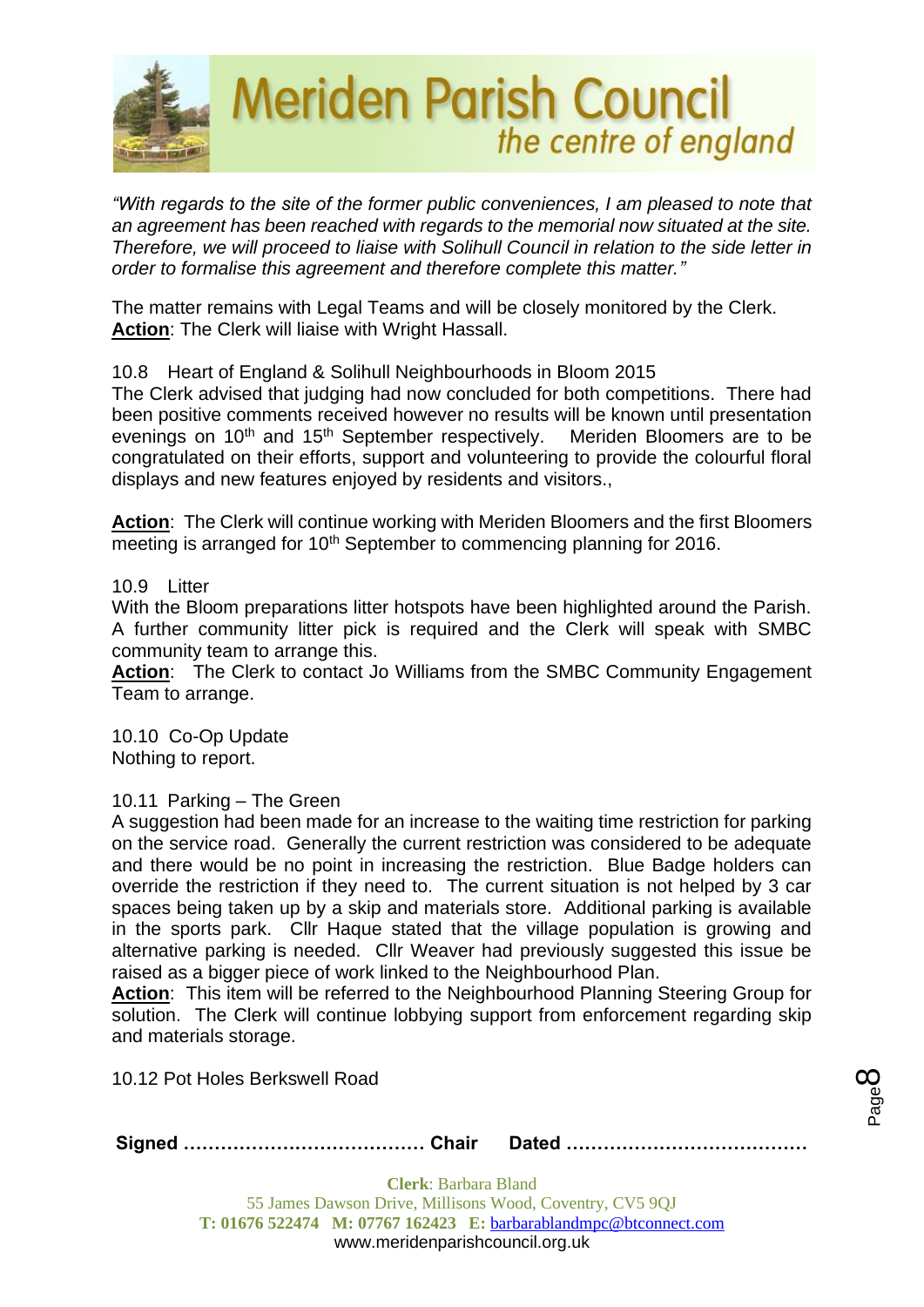*"With regards to the site of the former public conveniences, I am pleased to note that an agreement has been reached with regards to the memorial now situated at the site. Therefore, we will proceed to liaise with Solihull Council in relation to the side letter in order to formalise this agreement and therefore complete this matter."*

The matter remains with Legal Teams and will be closely monitored by the Clerk.
**Action**: The Clerk will liaise with Wright Hassall.

10.8 Heart of England & Solihull Neighbourhoods in Bloom 2015
The Clerk advised that judging had now concluded for both competitions. There had been positive comments received however no results will be known until presentation evenings on 10th and 15th September respectively. Meriden Bloomers are to be congratulated on their efforts, support and volunteering to provide the colourful floral displays and new features enjoyed by residents and visitors.,

**Action**: The Clerk will continue working with Meriden Bloomers and the first Bloomers meeting is arranged for 10th September to commencing planning for 2016.

10.9 Litter
With the Bloom preparations litter hotspots have been highlighted around the Parish. A further community litter pick is required and the Clerk will speak with SMBC community team to arrange this.
**Action**: The Clerk to contact Jo Williams from the SMBC Community Engagement Team to arrange.

10.10 Co-Op Update
Nothing to report.

10.11 Parking – The Green
A suggestion had been made for an increase to the waiting time restriction for parking on the service road. Generally the current restriction was considered to be adequate and there would be no point in increasing the restriction. Blue Badge holders can override the restriction if they need to. The current situation is not helped by 3 car spaces being taken up by a skip and materials store. Additional parking is available in the sports park. Cllr Haque stated that the village population is growing and alternative parking is needed. Cllr Weaver had previously suggested this issue be raised as a bigger piece of work linked to the Neighbourhood Plan.
**Action**: This item will be referred to the Neighbourhood Planning Steering Group for solution. The Clerk will continue lobbying support from enforcement regarding skip and materials storage.

10.12 Pot Holes Berkswell Road

**Signed** ………………………………… **Chair** **Dated** …………………………………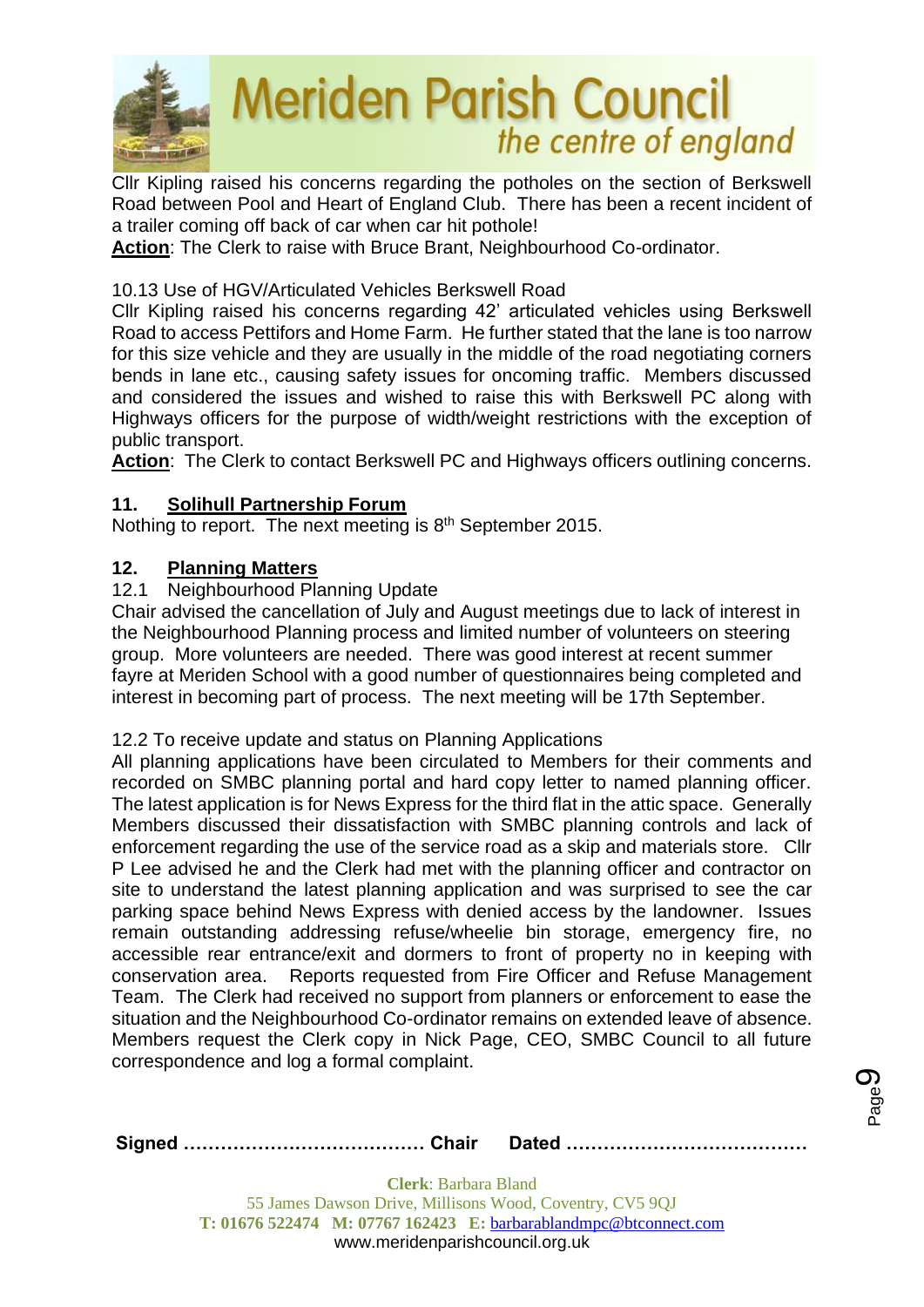Cllr Kipling raised his concerns regarding the potholes on the section of Berkswell Road between Pool and Heart of England Club. There has been a recent incident of a trailer coming off back of car when car hit pothole!

**Action**: The Clerk to raise with Bruce Brant, Neighbourhood Co-ordinator.

10.13 Use of HGV/Articulated Vehicles Berkswell Road

Cllr Kipling raised his concerns regarding 42' articulated vehicles using Berkswell Road to access Pettifors and Home Farm. He further stated that the lane is too narrow for this size vehicle and they are usually in the middle of the road negotiating corners bends in lane etc., causing safety issues for oncoming traffic. Members discussed and considered the issues and wished to raise this with Berkswell PC along with Highways officers for the purpose of width/weight restrictions with the exception of public transport.

**Action**: The Clerk to contact Berkswell PC and Highways officers outlining concerns.

## 11. Solihull Partnership Forum

Nothing to report. The next meeting is 8th September 2015.

## 12. Planning Matters

12.1 Neighbourhood Planning Update

Chair advised the cancellation of July and August meetings due to lack of interest in the Neighbourhood Planning process and limited number of volunteers on steering group. More volunteers are needed. There was good interest at recent summer fayre at Meriden School with a good number of questionnaires being completed and interest in becoming part of process. The next meeting will be 17th September.

12.2 To receive update and status on Planning Applications

All planning applications have been circulated to Members for their comments and recorded on SMBC planning portal and hard copy letter to named planning officer. The latest application is for News Express for the third flat in the attic space. Generally Members discussed their dissatisfaction with SMBC planning controls and lack of enforcement regarding the use of the service road as a skip and materials store. Cllr P Lee advised he and the Clerk had met with the planning officer and contractor on site to understand the latest planning application and was surprised to see the car parking space behind News Express with denied access by the landowner. Issues remain outstanding addressing refuse/wheelie bin storage, emergency fire, no accessible rear entrance/exit and dormers to front of property no in keeping with conservation area. Reports requested from Fire Officer and Refuse Management Team. The Clerk had received no support from planners or enforcement to ease the situation and the Neighbourhood Co-ordinator remains on extended leave of absence. Members request the Clerk copy in Nick Page, CEO, SMBC Council to all future correspondence and log a formal complaint.

**Signed ………………………………… Chair Dated …………………………………**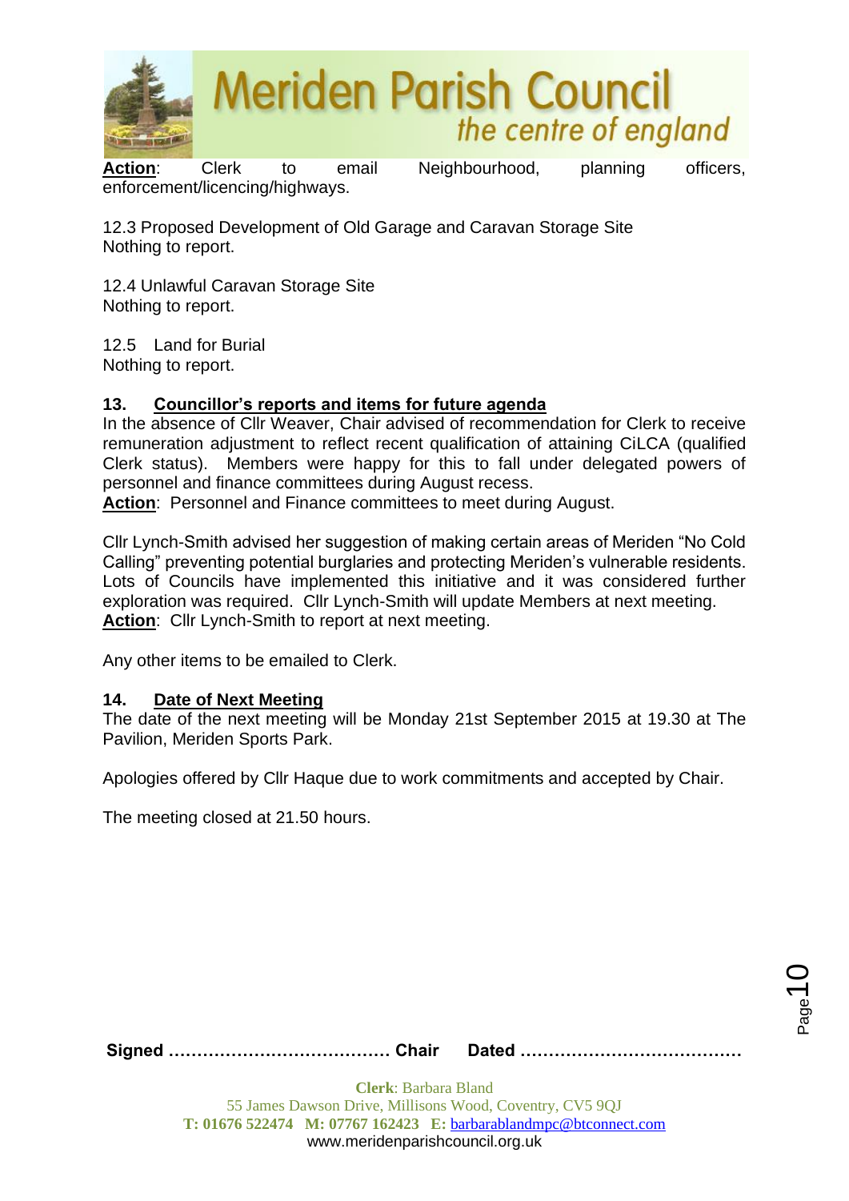**Action**: Clerk to email Neighbourhood, planning officers, enforcement/licencing/highways.

12.3 Proposed Development of Old Garage and Caravan Storage Site
Nothing to report.

12.4 Unlawful Caravan Storage Site
Nothing to report.

12.5 Land for Burial
Nothing to report.

**13. Councillor's reports and items for future agenda**

In the absence of Cllr Weaver, Chair advised of recommendation for Clerk to receive remuneration adjustment to reflect recent qualification of attaining CiLCA (qualified Clerk status). Members were happy for this to fall under delegated powers of personnel and finance committees during August recess.
**Action**: Personnel and Finance committees to meet during August.

Cllr Lynch-Smith advised her suggestion of making certain areas of Meriden "No Cold Calling" preventing potential burglaries and protecting Meriden's vulnerable residents. Lots of Councils have implemented this initiative and it was considered further exploration was required. Cllr Lynch-Smith will update Members at next meeting.
**Action**: Cllr Lynch-Smith to report at next meeting.

Any other items to be emailed to Clerk.

**14. Date of Next Meeting**

The date of the next meeting will be Monday 21st September 2015 at 19.30 at The Pavilion, Meriden Sports Park.

Apologies offered by Cllr Haque due to work commitments and accepted by Chair.

The meeting closed at 21.50 hours.

**Signed ………………………………… Chair Dated …………………………………**